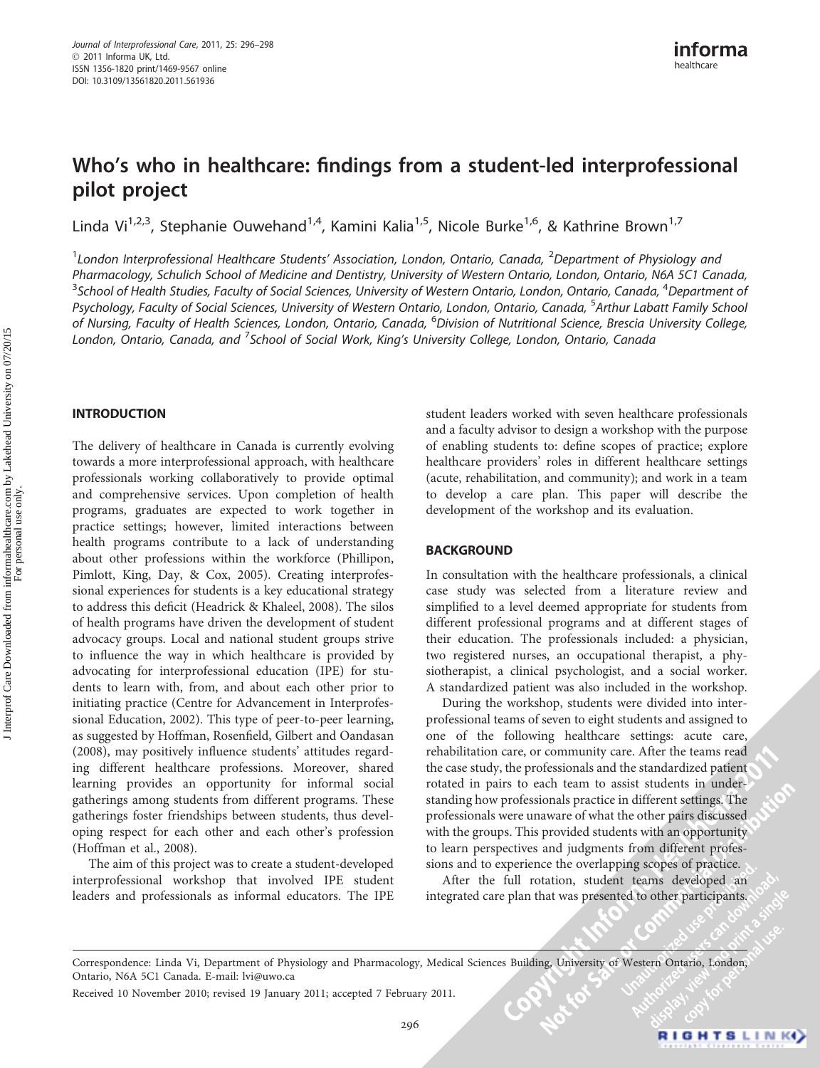# Who's who in healthcare: findings from a student-led interprofessional pilot project

Linda Vi[1,2,3], Stephanie Ouwehand[1,4], Kamini Kalia[1,5], Nicole Burke[1,6], & Kathrine Brown[1,7]

[1]London Interprofessional Healthcare Students' Association, London, Ontario, Canada, [2]Department of Physiology and Pharmacology, Schulich School of Medicine and Dentistry, University of Western Ontario, London, Ontario, N6A 5C1 Canada, [3]School of Health Studies, Faculty of Social Sciences, University of Western Ontario, London, Ontario, Canada, [4]Department of Psychology, Faculty of Social Sciences, University of Western Ontario, London, Ontario, Canada, [5]Arthur Labatt Family School of Nursing, Faculty of Health Sciences, London, Ontario, Canada, [6]Division of Nutritional Science, Brescia University College, London, Ontario, Canada, and [7]School of Social Work, King's University College, London, Ontario, Canada

## INTRODUCTION

The delivery of healthcare in Canada is currently evolving towards a more interprofessional approach, with healthcare professionals working collaboratively to provide optimal and comprehensive services. Upon completion of health programs, graduates are expected to work together in practice settings; however, limited interactions between health programs contribute to a lack of understanding about other professions within the workforce (Phillipon, Pimlott, King, Day, & Cox, 2005). Creating interprofessional experiences for students is a key educational strategy to address this deficit (Headrick & Khaleel, 2008). The silos of health programs have driven the development of student advocacy groups. Local and national student groups strive to influence the way in which healthcare is provided by advocating for interprofessional education (IPE) for students to learn with, from, and about each other prior to initiating practice (Centre for Advancement in Interprofessional Education, 2002). This type of peer-to-peer learning, as suggested by Hoffman, Rosenfield, Gilbert and Oandasan (2008), may positively influence students' attitudes regarding different healthcare professions. Moreover, shared learning provides an opportunity for informal social gatherings among students from different programs. These gatherings foster friendships between students, thus developing respect for each other and each other's profession (Hoffman et al., 2008).

The aim of this project was to create a student-developed interprofessional workshop that involved IPE student leaders and professionals as informal educators. The IPE student leaders worked with seven healthcare professionals and a faculty advisor to design a workshop with the purpose of enabling students to: define scopes of practice; explore healthcare providers' roles in different healthcare settings (acute, rehabilitation, and community); and work in a team to develop a care plan. This paper will describe the development of the workshop and its evaluation.

## BACKGROUND

In consultation with the healthcare professionals, a clinical case study was selected from a literature review and simplified to a level deemed appropriate for students from different professional programs and at different stages of their education. The professionals included: a physician, two registered nurses, an occupational therapist, a physiotherapist, a clinical psychologist, and a social worker. A standardized patient was also included in the workshop.

During the workshop, students were divided into interprofessional teams of seven to eight students and assigned to one of the following healthcare settings: acute care, rehabilitation care, or community care. After the teams read the case study, the professionals and the standardized patient rotated in pairs to each team to assist students in understanding how professionals practice in different settings. The professionals were unaware of what the other pairs discussed with the groups. This provided students with an opportunity to learn perspectives and judgments from different professions and to experience the overlapping scopes of practice.

After the full rotation, student teams developed an integrated care plan that was presented to other participants.

Correspondence: Linda Vi, Department of Physiology and Pharmacology, Medical Sciences Building, University of Western Ontario, London, Ontario, N6A 5C1 Canada. E-mail: lvi@uwo.ca

Received 10 November 2010; revised 19 January 2011; accepted 7 February 2011.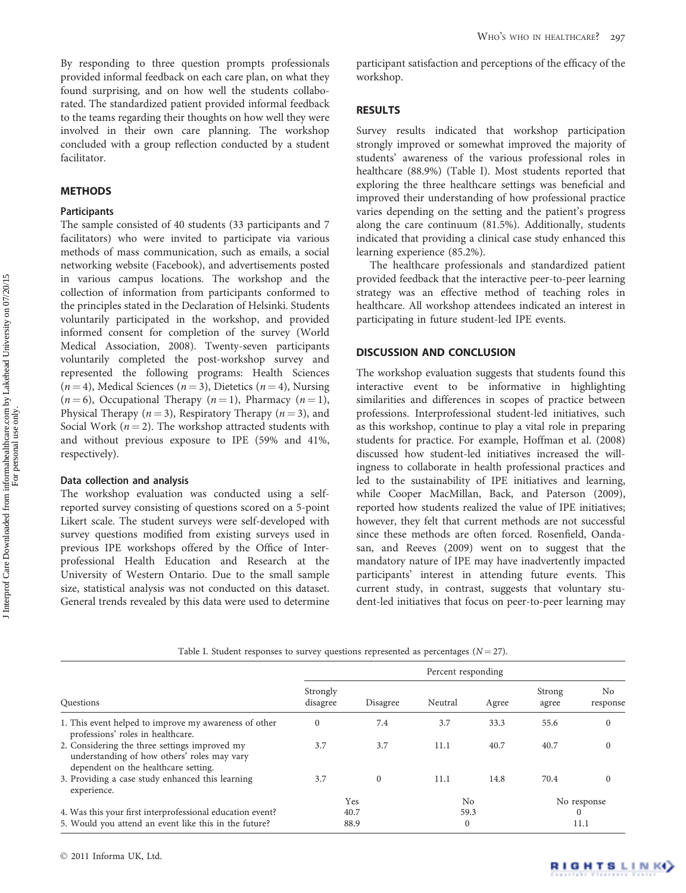By responding to three question prompts professionals provided informal feedback on each care plan, on what they found surprising, and on how well the students collaborated. The standardized patient provided informal feedback to the teams regarding their thoughts on how well they were involved in their own care planning. The workshop concluded with a group reflection conducted by a student facilitator.

## METHODS

### Participants

The sample consisted of 40 students (33 participants and 7 facilitators) who were invited to participate via various methods of mass communication, such as emails, a social networking website (Facebook), and advertisements posted in various campus locations. The workshop and the collection of information from participants conformed to the principles stated in the Declaration of Helsinki. Students voluntarily participated in the workshop, and provided informed consent for completion of the survey (World Medical Association, 2008). Twenty-seven participants voluntarily completed the post-workshop survey and represented the following programs: Health Sciences ($n = 4$), Medical Sciences ($n = 3$), Dietetics ($n = 4$), Nursing ($n = 6$), Occupational Therapy ($n = 1$), Pharmacy ($n = 1$), Physical Therapy ($n = 3$), Respiratory Therapy ($n = 3$), and Social Work ($n = 2$). The workshop attracted students with and without previous exposure to IPE (59% and 41%, respectively).

### Data collection and analysis

The workshop evaluation was conducted using a self-reported survey consisting of questions scored on a 5-point Likert scale. The student surveys were self-developed with survey questions modified from existing surveys used in previous IPE workshops offered by the Office of Interprofessional Health Education and Research at the University of Western Ontario. Due to the small sample size, statistical analysis was not conducted on this dataset. General trends revealed by this data were used to determine participant satisfaction and perceptions of the efficacy of the workshop.

## RESULTS

Survey results indicated that workshop participation strongly improved or somewhat improved the majority of students' awareness of the various professional roles in healthcare (88.9%) (Table I). Most students reported that exploring the three healthcare settings was beneficial and improved their understanding of how professional practice varies depending on the setting and the patient's progress along the care continuum (81.5%). Additionally, students indicated that providing a clinical case study enhanced this learning experience (85.2%).

The healthcare professionals and standardized patient provided feedback that the interactive peer-to-peer learning strategy was an effective method of teaching roles in healthcare. All workshop attendees indicated an interest in participating in future student-led IPE events.

## DISCUSSION AND CONCLUSION

The workshop evaluation suggests that students found this interactive event to be informative in highlighting similarities and differences in scopes of practice between professions. Interprofessional student-led initiatives, such as this workshop, continue to play a vital role in preparing students for practice. For example, Hoffman et al. (2008) discussed how student-led initiatives increased the willingness to collaborate in health professional practices and led to the sustainability of IPE initiatives and learning, while Cooper MacMillan, Back, and Paterson (2009), reported how students realized the value of IPE initiatives; however, they felt that current methods are not successful since these methods are often forced. Rosenfield, Oandasan, and Reeves (2009) went on to suggest that the mandatory nature of IPE may have inadvertently impacted participants' interest in attending future events. This current study, in contrast, suggests that voluntary student-led initiatives that focus on peer-to-peer learning may

Table I. Student responses to survey questions represented as percentages ($N = 27$).

| Questions | Percent responding | | | | | |
|---|---|---|---|---|---|---|
| | Strongly disagree | Disagree | Neutral | Agree | Strong agree | No response |
| 1. This event helped to improve my awareness of other professions' roles in healthcare. | 0 | 7.4 | 3.7 | 33.3 | 55.6 | 0 |
| 2. Considering the three settings improved my understanding of how others' roles may vary dependent on the healthcare setting. | 3.7 | 3.7 | 11.1 | 40.7 | 40.7 | 0 |
| 3. Providing a case study enhanced this learning experience. | 3.7 | 0 | 11.1 | 14.8 | 70.4 | 0 |
| | Yes | | No | | No response | |
| 4. Was this your first interprofessional education event? | 40.7 | | 59.3 | | 0 | |
| 5. Would you attend an event like this in the future? | 88.9 | | 0 | | 11.1 | |

© 2011 Informa UK, Ltd.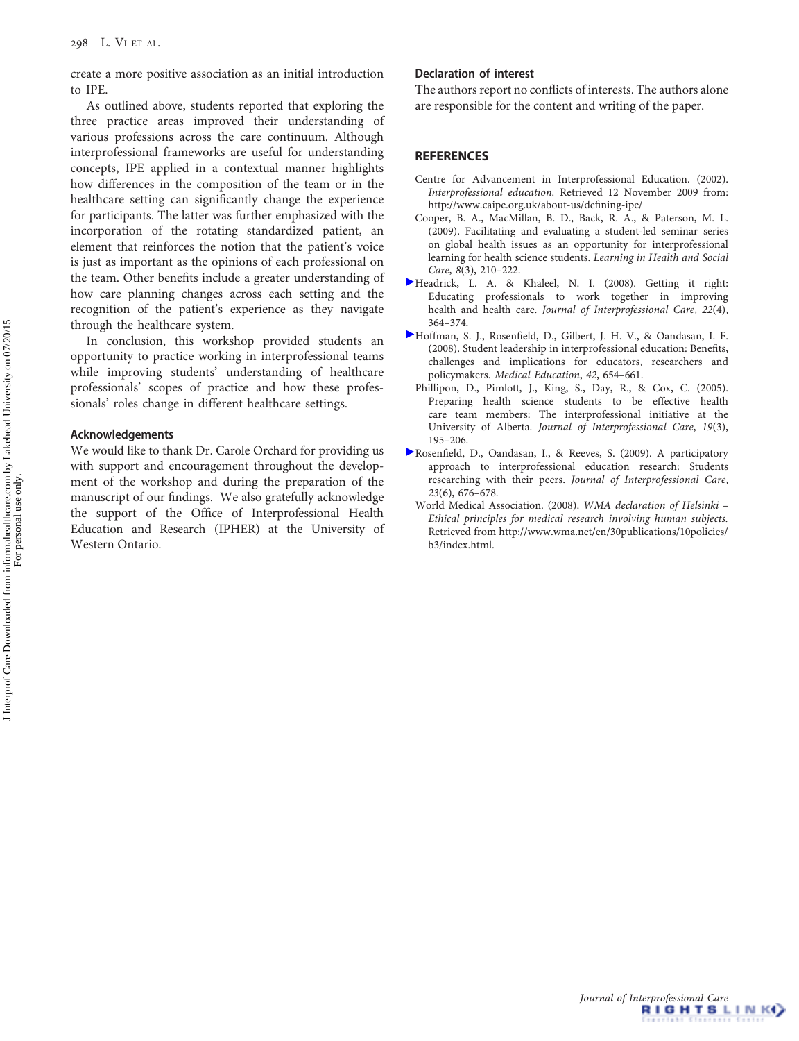create a more positive association as an initial introduction to IPE.

As outlined above, students reported that exploring the three practice areas improved their understanding of various professions across the care continuum. Although interprofessional frameworks are useful for understanding concepts, IPE applied in a contextual manner highlights how differences in the composition of the team or in the healthcare setting can significantly change the experience for participants. The latter was further emphasized with the incorporation of the rotating standardized patient, an element that reinforces the notion that the patient's voice is just as important as the opinions of each professional on the team. Other benefits include a greater understanding of how care planning changes across each setting and the recognition of the patient's experience as they navigate through the healthcare system.

In conclusion, this workshop provided students an opportunity to practice working in interprofessional teams while improving students' understanding of healthcare professionals' scopes of practice and how these professionals' roles change in different healthcare settings.

### Acknowledgements

We would like to thank Dr. Carole Orchard for providing us with support and encouragement throughout the development of the workshop and during the preparation of the manuscript of our findings. We also gratefully acknowledge the support of the Office of Interprofessional Health Education and Research (IPHER) at the University of Western Ontario.

### Declaration of interest

The authors report no conflicts of interests. The authors alone are responsible for the content and writing of the paper.

## REFERENCES

Centre for Advancement in Interprofessional Education. (2002). *Interprofessional education.* Retrieved 12 November 2009 from: http://www.caipe.org.uk/about-us/defining-ipe/

Cooper, B. A., MacMillan, B. D., Back, R. A., & Paterson, M. L. (2009). Facilitating and evaluating a student-led seminar series on global health issues as an opportunity for interprofessional learning for health science students. *Learning in Health and Social Care*, *8*(3), 210–222.

Headrick, L. A. & Khaleel, N. I. (2008). Getting it right: Educating professionals to work together in improving health and health care. *Journal of Interprofessional Care*, *22*(4), 364–374.

Hoffman, S. J., Rosenfield, D., Gilbert, J. H. V., & Oandasan, I. F. (2008). Student leadership in interprofessional education: Benefits, challenges and implications for educators, researchers and policymakers. *Medical Education*, *42*, 654–661.

Phillipon, D., Pimlott, J., King, S., Day, R., & Cox, C. (2005). Preparing health science students to be effective health care team members: The interprofessional initiative at the University of Alberta. *Journal of Interprofessional Care*, *19*(3), 195–206.

Rosenfield, D., Oandasan, I., & Reeves, S. (2009). A participatory approach to interprofessional education research: Students researching with their peers. *Journal of Interprofessional Care*, *23*(6), 676–678.

World Medical Association. (2008). *WMA declaration of Helsinki – Ethical principles for medical research involving human subjects.* Retrieved from http://www.wma.net/en/30publications/10policies/b3/index.html.